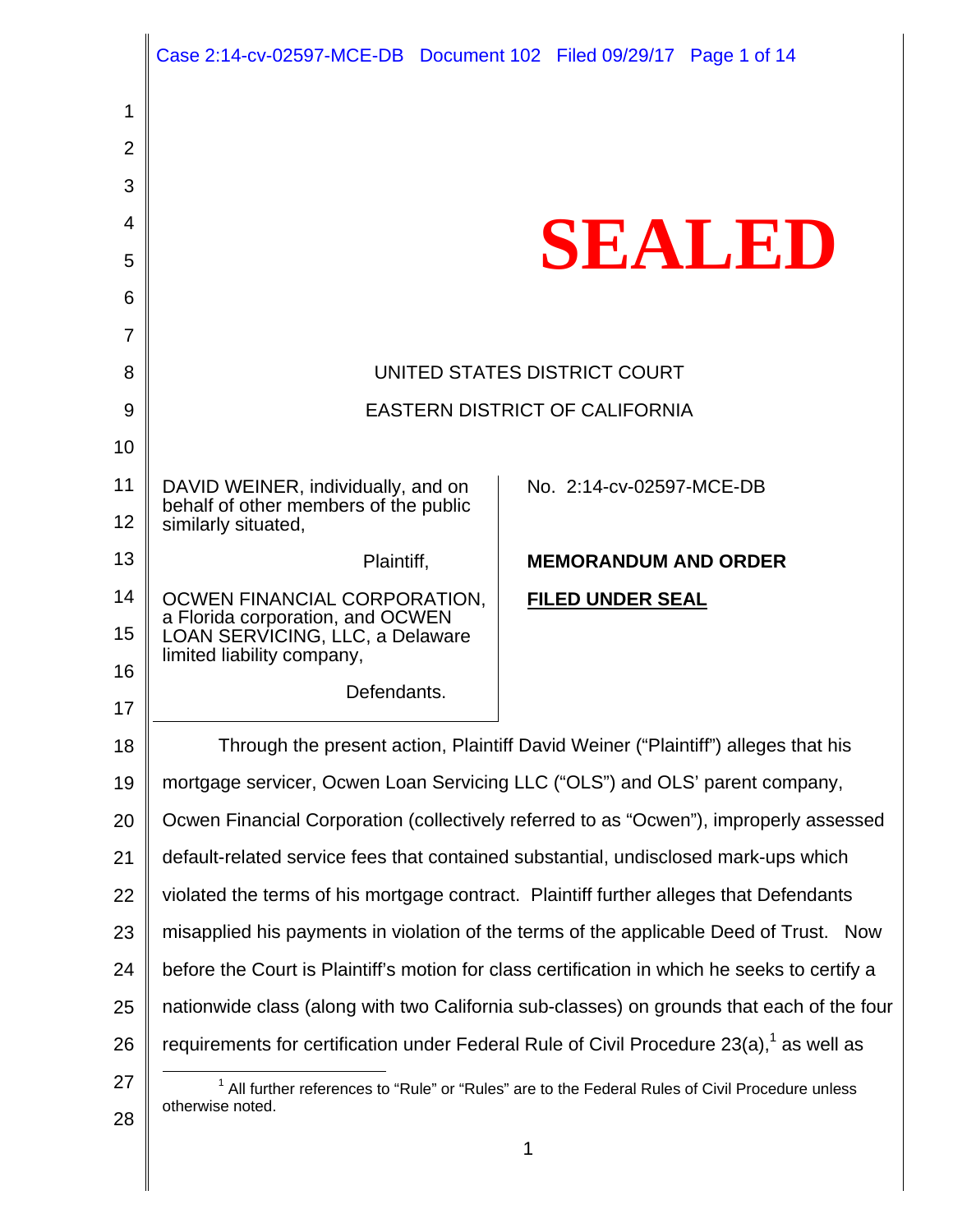# SEALED

UNITED STATES DISTRICT COURT

EASTERN DISTRICT OF CALIFORNIA

| | |
|---|---|
| DAVID WEINER, individually, and on behalf of other members of the public similarly situated,<br><br>Plaintiff,<br><br>OCWEN FINANCIAL CORPORATION, a Florida corporation, and OCWEN LOAN SERVICING, LLC, a Delaware limited liability company,<br><br>Defendants. | No. 2:14-cv-02597-MCE-DB<br><br>**MEMORANDUM AND ORDER**<br><br>**FILED UNDER SEAL** |

Through the present action, Plaintiff David Weiner ("Plaintiff") alleges that his mortgage servicer, Ocwen Loan Servicing LLC ("OLS") and OLS' parent company, Ocwen Financial Corporation (collectively referred to as "Ocwen"), improperly assessed default-related service fees that contained substantial, undisclosed mark-ups which violated the terms of his mortgage contract. Plaintiff further alleges that Defendants misapplied his payments in violation of the terms of the applicable Deed of Trust. Now before the Court is Plaintiff's motion for class certification in which he seeks to certify a nationwide class (along with two California sub-classes) on grounds that each of the four requirements for certification under Federal Rule of Civil Procedure 23(a),[1] as well as

[1] All further references to "Rule" or "Rules" are to the Federal Rules of Civil Procedure unless otherwise noted.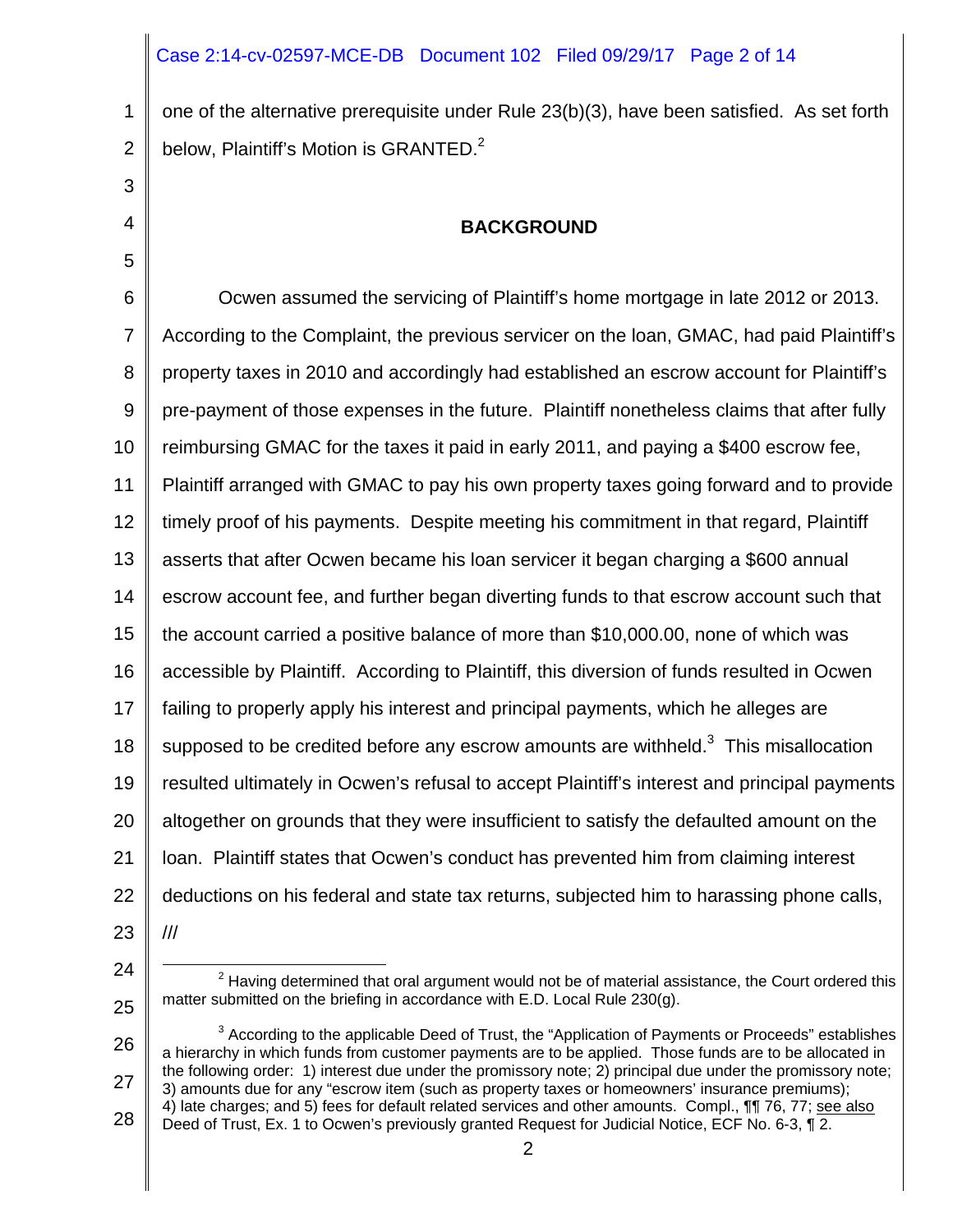one of the alternative prerequisite under Rule 23(b)(3), have been satisfied. As set forth below, Plaintiff's Motion is GRANTED.[2]

## BACKGROUND

Ocwen assumed the servicing of Plaintiff's home mortgage in late 2012 or 2013. According to the Complaint, the previous servicer on the loan, GMAC, had paid Plaintiff's property taxes in 2010 and accordingly had established an escrow account for Plaintiff's pre-payment of those expenses in the future. Plaintiff nonetheless claims that after fully reimbursing GMAC for the taxes it paid in early 2011, and paying a $400 escrow fee, Plaintiff arranged with GMAC to pay his own property taxes going forward and to provide timely proof of his payments. Despite meeting his commitment in that regard, Plaintiff asserts that after Ocwen became his loan servicer it began charging a $600 annual escrow account fee, and further began diverting funds to that escrow account such that the account carried a positive balance of more than $10,000.00, none of which was accessible by Plaintiff. According to Plaintiff, this diversion of funds resulted in Ocwen failing to properly apply his interest and principal payments, which he alleges are supposed to be credited before any escrow amounts are withheld.[3] This misallocation resulted ultimately in Ocwen's refusal to accept Plaintiff's interest and principal payments altogether on grounds that they were insufficient to satisfy the defaulted amount on the loan. Plaintiff states that Ocwen's conduct has prevented him from claiming interest deductions on his federal and state tax returns, subjected him to harassing phone calls,

///

[2] Having determined that oral argument would not be of material assistance, the Court ordered this matter submitted on the briefing in accordance with E.D. Local Rule 230(g).

[3] According to the applicable Deed of Trust, the "Application of Payments or Proceeds" establishes a hierarchy in which funds from customer payments are to be applied. Those funds are to be allocated in the following order: 1) interest due under the promissory note; 2) principal due under the promissory note; 3) amounts due for any "escrow item (such as property taxes or homeowners' insurance premiums); 4) late charges; and 5) fees for default related services and other amounts. Compl., ¶¶ 76, 77; see also Deed of Trust, Ex. 1 to Ocwen's previously granted Request for Judicial Notice, ECF No. 6-3, ¶ 2.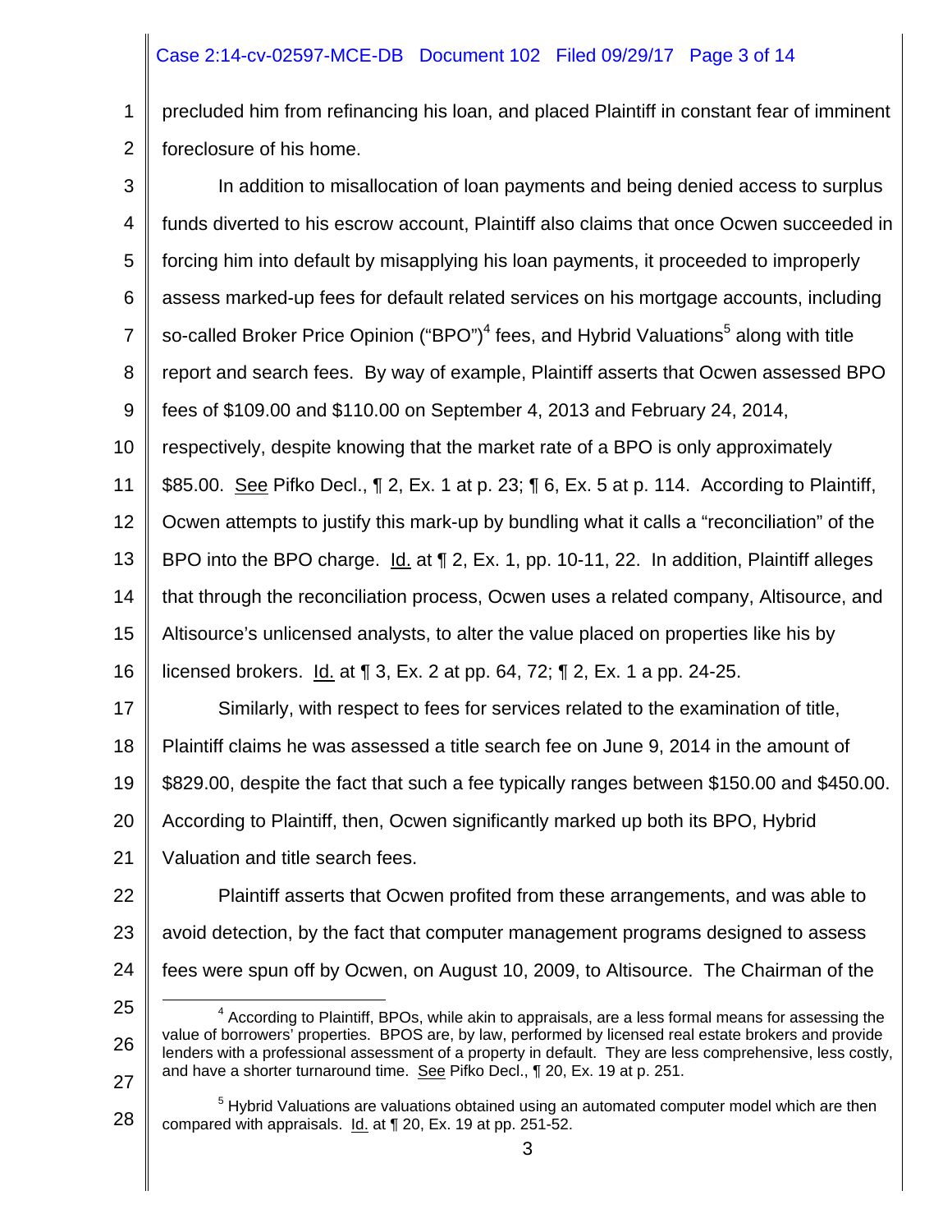precluded him from refinancing his loan, and placed Plaintiff in constant fear of imminent foreclosure of his home.

In addition to misallocation of loan payments and being denied access to surplus funds diverted to his escrow account, Plaintiff also claims that once Ocwen succeeded in forcing him into default by misapplying his loan payments, it proceeded to improperly assess marked-up fees for default related services on his mortgage accounts, including so-called Broker Price Opinion ("BPO")[4] fees, and Hybrid Valuations[5] along with title report and search fees. By way of example, Plaintiff asserts that Ocwen assessed BPO fees of $109.00 and $110.00 on September 4, 2013 and February 24, 2014, respectively, despite knowing that the market rate of a BPO is only approximately $85.00. See Pifko Decl., ¶ 2, Ex. 1 at p. 23; ¶ 6, Ex. 5 at p. 114. According to Plaintiff, Ocwen attempts to justify this mark-up by bundling what it calls a "reconciliation" of the BPO into the BPO charge. Id. at ¶ 2, Ex. 1, pp. 10-11, 22. In addition, Plaintiff alleges that through the reconciliation process, Ocwen uses a related company, Altisource, and Altisource's unlicensed analysts, to alter the value placed on properties like his by licensed brokers. Id. at ¶ 3, Ex. 2 at pp. 64, 72; ¶ 2, Ex. 1 a pp. 24-25.

Similarly, with respect to fees for services related to the examination of title, Plaintiff claims he was assessed a title search fee on June 9, 2014 in the amount of $829.00, despite the fact that such a fee typically ranges between $150.00 and $450.00. According to Plaintiff, then, Ocwen significantly marked up both its BPO, Hybrid Valuation and title search fees.

Plaintiff asserts that Ocwen profited from these arrangements, and was able to avoid detection, by the fact that computer management programs designed to assess fees were spun off by Ocwen, on August 10, 2009, to Altisource. The Chairman of the

---

[4] According to Plaintiff, BPOs, while akin to appraisals, are a less formal means for assessing the value of borrowers' properties. BPOS are, by law, performed by licensed real estate brokers and provide lenders with a professional assessment of a property in default. They are less comprehensive, less costly, and have a shorter turnaround time. See Pifko Decl., ¶ 20, Ex. 19 at p. 251.

[5] Hybrid Valuations are valuations obtained using an automated computer model which are then compared with appraisals. Id. at ¶ 20, Ex. 19 at pp. 251-52.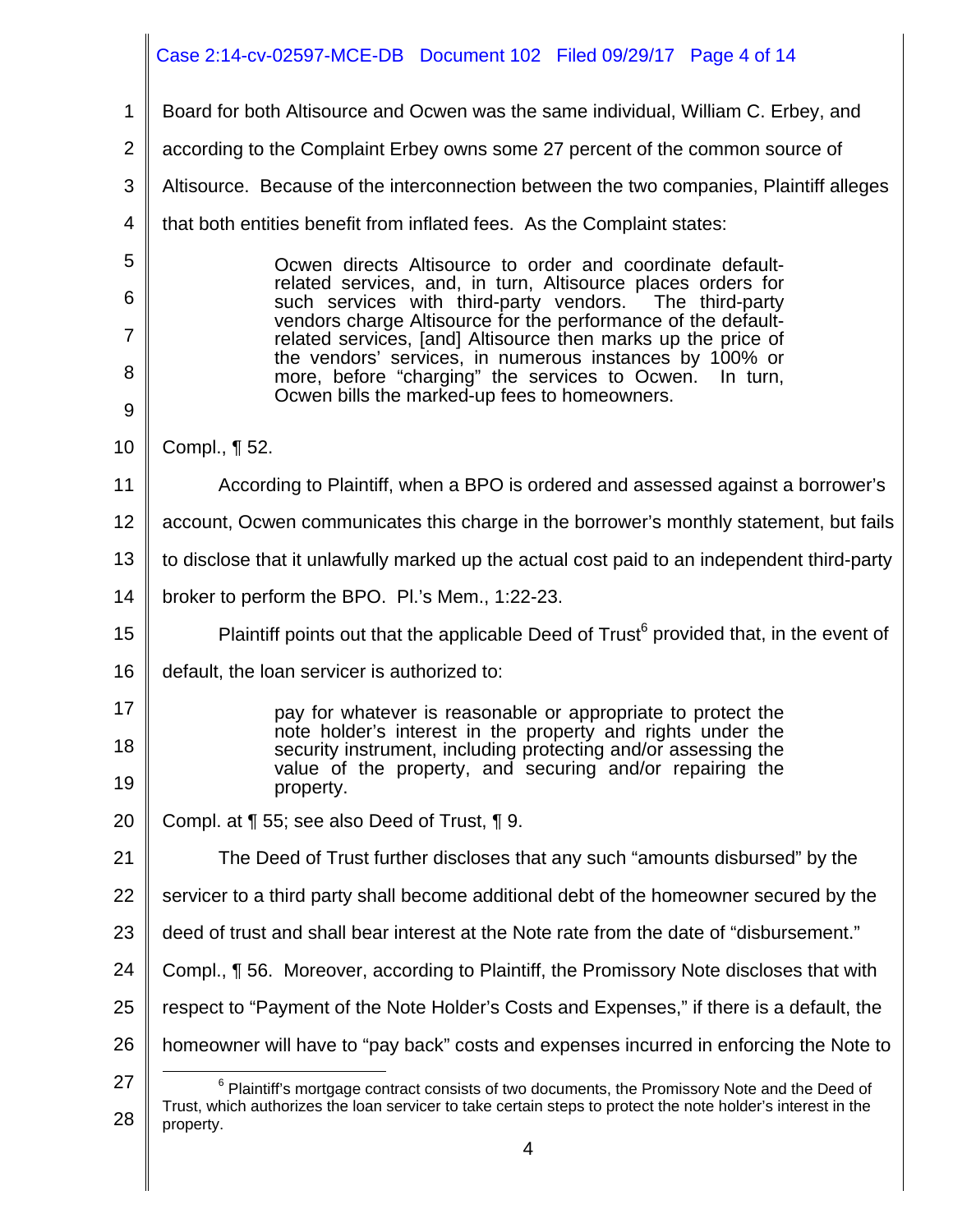Board for both Altisource and Ocwen was the same individual, William C. Erbey, and according to the Complaint Erbey owns some 27 percent of the common source of Altisource. Because of the interconnection between the two companies, Plaintiff alleges that both entities benefit from inflated fees. As the Complaint states:

> Ocwen directs Altisource to order and coordinate default-related services, and, in turn, Altisource places orders for such services with third-party vendors. The third-party vendors charge Altisource for the performance of the default-related services, [and] Altisource then marks up the price of the vendors' services, in numerous instances by 100% or more, before "charging" the services to Ocwen. In turn, Ocwen bills the marked-up fees to homeowners.

Compl., ¶ 52.

According to Plaintiff, when a BPO is ordered and assessed against a borrower's account, Ocwen communicates this charge in the borrower's monthly statement, but fails to disclose that it unlawfully marked up the actual cost paid to an independent third-party broker to perform the BPO. Pl.'s Mem., 1:22-23.

Plaintiff points out that the applicable Deed of Trust[6] provided that, in the event of default, the loan servicer is authorized to:

> pay for whatever is reasonable or appropriate to protect the note holder's interest in the property and rights under the security instrument, including protecting and/or assessing the value of the property, and securing and/or repairing the property.

Compl. at ¶ 55; see also Deed of Trust, ¶ 9.

The Deed of Trust further discloses that any such "amounts disbursed" by the servicer to a third party shall become additional debt of the homeowner secured by the deed of trust and shall bear interest at the Note rate from the date of "disbursement." Compl., ¶ 56. Moreover, according to Plaintiff, the Promissory Note discloses that with respect to "Payment of the Note Holder's Costs and Expenses," if there is a default, the homeowner will have to "pay back" costs and expenses incurred in enforcing the Note to

[6] Plaintiff's mortgage contract consists of two documents, the Promissory Note and the Deed of Trust, which authorizes the loan servicer to take certain steps to protect the note holder's interest in the property.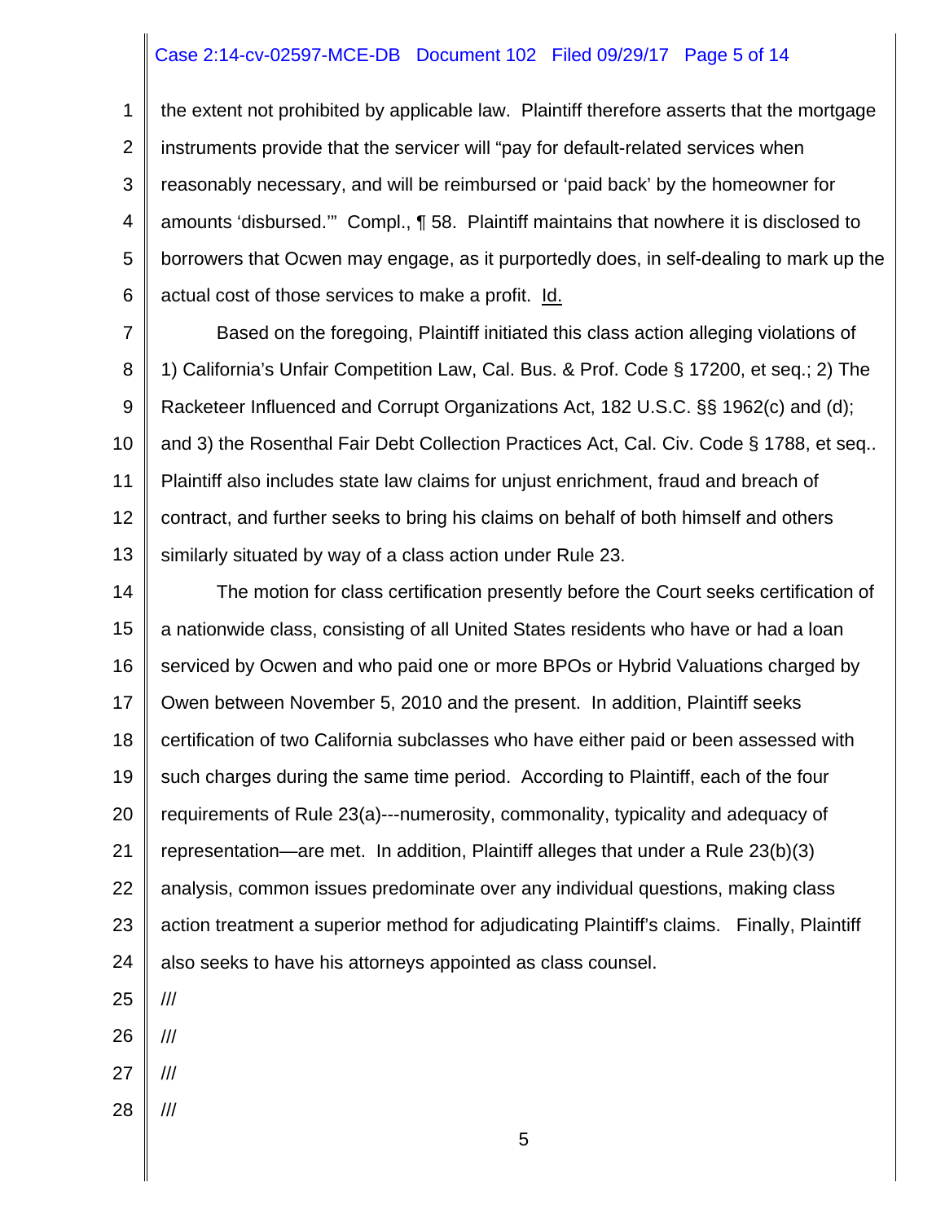the extent not prohibited by applicable law. Plaintiff therefore asserts that the mortgage instruments provide that the servicer will "pay for default-related services when reasonably necessary, and will be reimbursed or 'paid back' by the homeowner for amounts 'disbursed.'" Compl., ¶ 58. Plaintiff maintains that nowhere it is disclosed to borrowers that Ocwen may engage, as it purportedly does, in self-dealing to mark up the actual cost of those services to make a profit. Id.

Based on the foregoing, Plaintiff initiated this class action alleging violations of 1) California's Unfair Competition Law, Cal. Bus. & Prof. Code § 17200, et seq.; 2) The Racketeer Influenced and Corrupt Organizations Act, 182 U.S.C. §§ 1962(c) and (d); and 3) the Rosenthal Fair Debt Collection Practices Act, Cal. Civ. Code § 1788, et seq.. Plaintiff also includes state law claims for unjust enrichment, fraud and breach of contract, and further seeks to bring his claims on behalf of both himself and others similarly situated by way of a class action under Rule 23.

The motion for class certification presently before the Court seeks certification of a nationwide class, consisting of all United States residents who have or had a loan serviced by Ocwen and who paid one or more BPOs or Hybrid Valuations charged by Owen between November 5, 2010 and the present. In addition, Plaintiff seeks certification of two California subclasses who have either paid or been assessed with such charges during the same time period. According to Plaintiff, each of the four requirements of Rule 23(a)---numerosity, commonality, typicality and adequacy of representation—are met. In addition, Plaintiff alleges that under a Rule 23(b)(3) analysis, common issues predominate over any individual questions, making class action treatment a superior method for adjudicating Plaintiff's claims. Finally, Plaintiff also seeks to have his attorneys appointed as class counsel.

///

///

///

///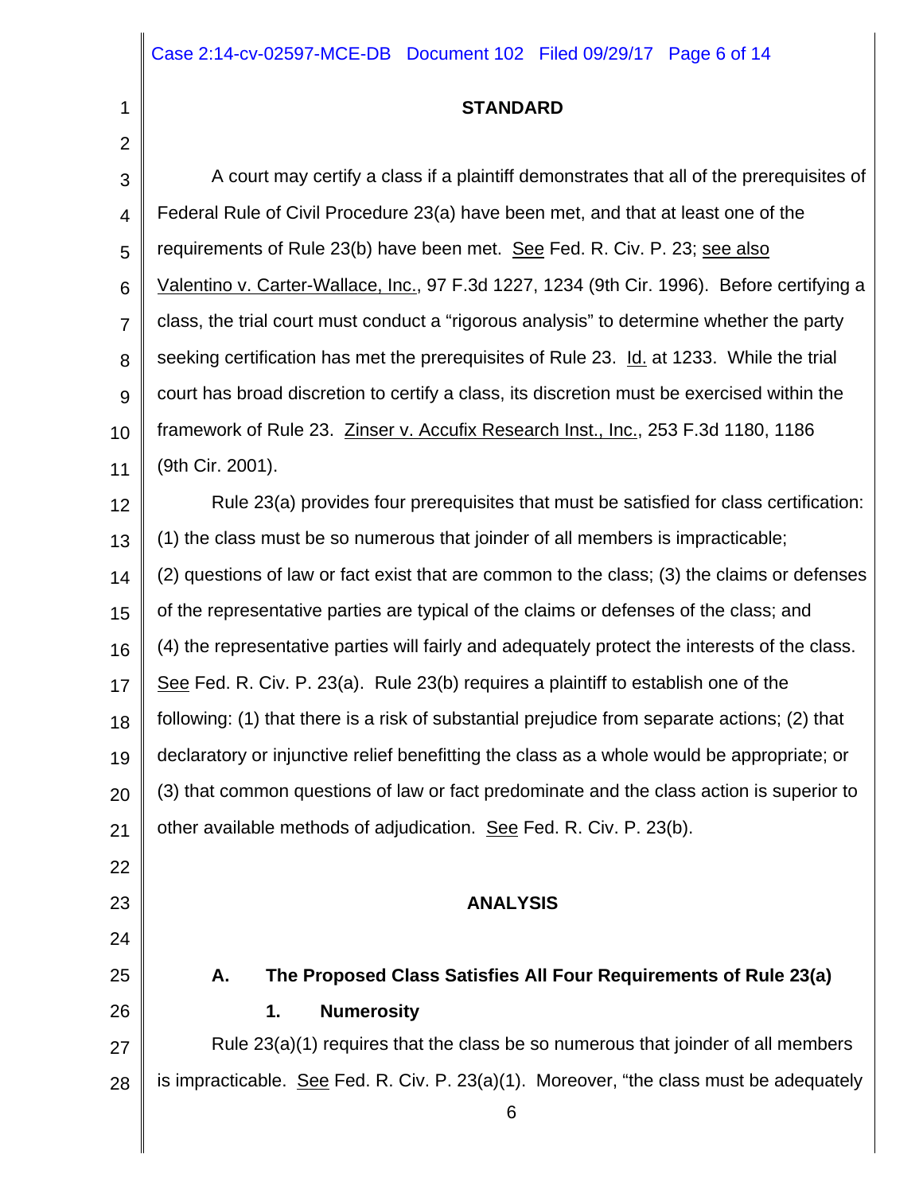## STANDARD

A court may certify a class if a plaintiff demonstrates that all of the prerequisites of Federal Rule of Civil Procedure 23(a) have been met, and that at least one of the requirements of Rule 23(b) have been met. See Fed. R. Civ. P. 23; see also Valentino v. Carter-Wallace, Inc., 97 F.3d 1227, 1234 (9th Cir. 1996). Before certifying a class, the trial court must conduct a "rigorous analysis" to determine whether the party seeking certification has met the prerequisites of Rule 23. Id. at 1233. While the trial court has broad discretion to certify a class, its discretion must be exercised within the framework of Rule 23. Zinser v. Accufix Research Inst., Inc., 253 F.3d 1180, 1186 (9th Cir. 2001).

Rule 23(a) provides four prerequisites that must be satisfied for class certification: (1) the class must be so numerous that joinder of all members is impracticable; (2) questions of law or fact exist that are common to the class; (3) the claims or defenses of the representative parties are typical of the claims or defenses of the class; and (4) the representative parties will fairly and adequately protect the interests of the class. See Fed. R. Civ. P. 23(a). Rule 23(b) requires a plaintiff to establish one of the following: (1) that there is a risk of substantial prejudice from separate actions; (2) that declaratory or injunctive relief benefitting the class as a whole would be appropriate; or (3) that common questions of law or fact predominate and the class action is superior to other available methods of adjudication. See Fed. R. Civ. P. 23(b).

## ANALYSIS

### A. The Proposed Class Satisfies All Four Requirements of Rule 23(a)

#### 1. Numerosity

Rule 23(a)(1) requires that the class be so numerous that joinder of all members is impracticable. See Fed. R. Civ. P. 23(a)(1). Moreover, "the class must be adequately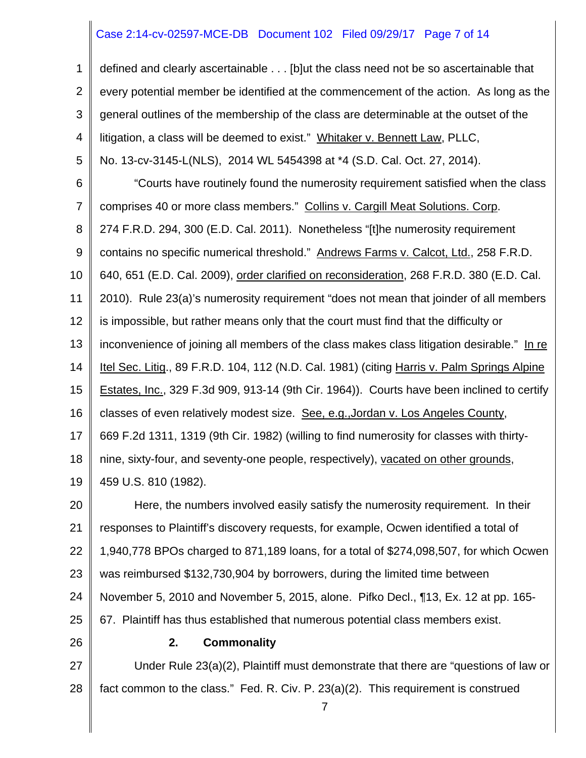defined and clearly ascertainable . . . [b]ut the class need not be so ascertainable that every potential member be identified at the commencement of the action. As long as the general outlines of the membership of the class are determinable at the outset of the litigation, a class will be deemed to exist." Whitaker v. Bennett Law, PLLC, No. 13-cv-3145-L(NLS), 2014 WL 5454398 at *4 (S.D. Cal. Oct. 27, 2014).

"Courts have routinely found the numerosity requirement satisfied when the class comprises 40 or more class members." Collins v. Cargill Meat Solutions. Corp. 274 F.R.D. 294, 300 (E.D. Cal. 2011). Nonetheless "[t]he numerosity requirement contains no specific numerical threshold." Andrews Farms v. Calcot, Ltd., 258 F.R.D. 640, 651 (E.D. Cal. 2009), order clarified on reconsideration, 268 F.R.D. 380 (E.D. Cal. 2010). Rule 23(a)'s numerosity requirement "does not mean that joinder of all members is impossible, but rather means only that the court must find that the difficulty or inconvenience of joining all members of the class makes class litigation desirable." In re Itel Sec. Litig., 89 F.R.D. 104, 112 (N.D. Cal. 1981) (citing Harris v. Palm Springs Alpine Estates, Inc., 329 F.3d 909, 913-14 (9th Cir. 1964)). Courts have been inclined to certify classes of even relatively modest size. See, e.g.,Jordan v. Los Angeles County, 669 F.2d 1311, 1319 (9th Cir. 1982) (willing to find numerosity for classes with thirty-nine, sixty-four, and seventy-one people, respectively), vacated on other grounds, 459 U.S. 810 (1982).

Here, the numbers involved easily satisfy the numerosity requirement. In their responses to Plaintiff's discovery requests, for example, Ocwen identified a total of 1,940,778 BPOs charged to 871,189 loans, for a total of $274,098,507, for which Ocwen was reimbursed $132,730,904 by borrowers, during the limited time between November 5, 2010 and November 5, 2015, alone. Pifko Decl., ¶13, Ex. 12 at pp. 165-67. Plaintiff has thus established that numerous potential class members exist.

**2. Commonality**

Under Rule 23(a)(2), Plaintiff must demonstrate that there are "questions of law or fact common to the class." Fed. R. Civ. P. 23(a)(2). This requirement is construed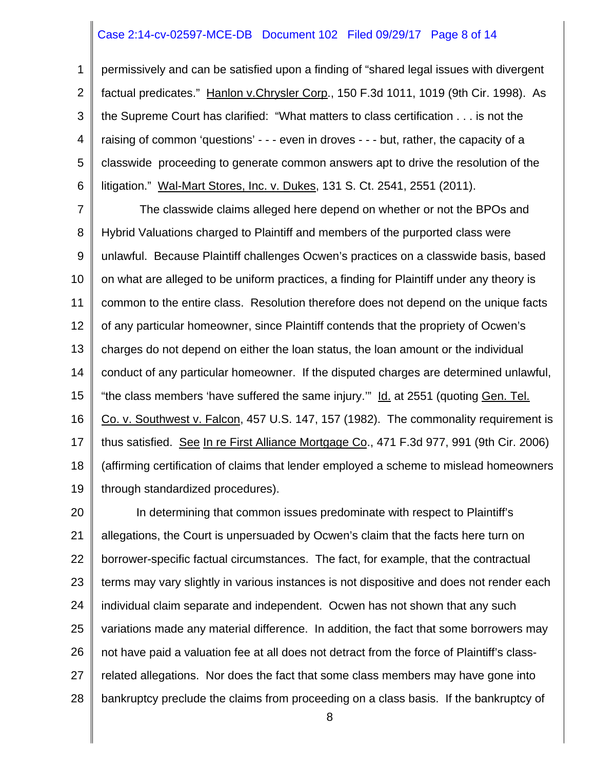permissively and can be satisfied upon a finding of "shared legal issues with divergent factual predicates." Hanlon v.Chrysler Corp., 150 F.3d 1011, 1019 (9th Cir. 1998). As the Supreme Court has clarified: "What matters to class certification . . . is not the raising of common 'questions' - - - even in droves - - - but, rather, the capacity of a classwide proceeding to generate common answers apt to drive the resolution of the litigation." Wal-Mart Stores, Inc. v. Dukes, 131 S. Ct. 2541, 2551 (2011).

The classwide claims alleged here depend on whether or not the BPOs and Hybrid Valuations charged to Plaintiff and members of the purported class were unlawful. Because Plaintiff challenges Ocwen's practices on a classwide basis, based on what are alleged to be uniform practices, a finding for Plaintiff under any theory is common to the entire class. Resolution therefore does not depend on the unique facts of any particular homeowner, since Plaintiff contends that the propriety of Ocwen's charges do not depend on either the loan status, the loan amount or the individual conduct of any particular homeowner. If the disputed charges are determined unlawful, "the class members 'have suffered the same injury.'" Id. at 2551 (quoting Gen. Tel. Co. v. Southwest v. Falcon, 457 U.S. 147, 157 (1982). The commonality requirement is thus satisfied. See In re First Alliance Mortgage Co., 471 F.3d 977, 991 (9th Cir. 2006) (affirming certification of claims that lender employed a scheme to mislead homeowners through standardized procedures).

In determining that common issues predominate with respect to Plaintiff's allegations, the Court is unpersuaded by Ocwen's claim that the facts here turn on borrower-specific factual circumstances. The fact, for example, that the contractual terms may vary slightly in various instances is not dispositive and does not render each individual claim separate and independent. Ocwen has not shown that any such variations made any material difference. In addition, the fact that some borrowers may not have paid a valuation fee at all does not detract from the force of Plaintiff's class-related allegations. Nor does the fact that some class members may have gone into bankruptcy preclude the claims from proceeding on a class basis. If the bankruptcy of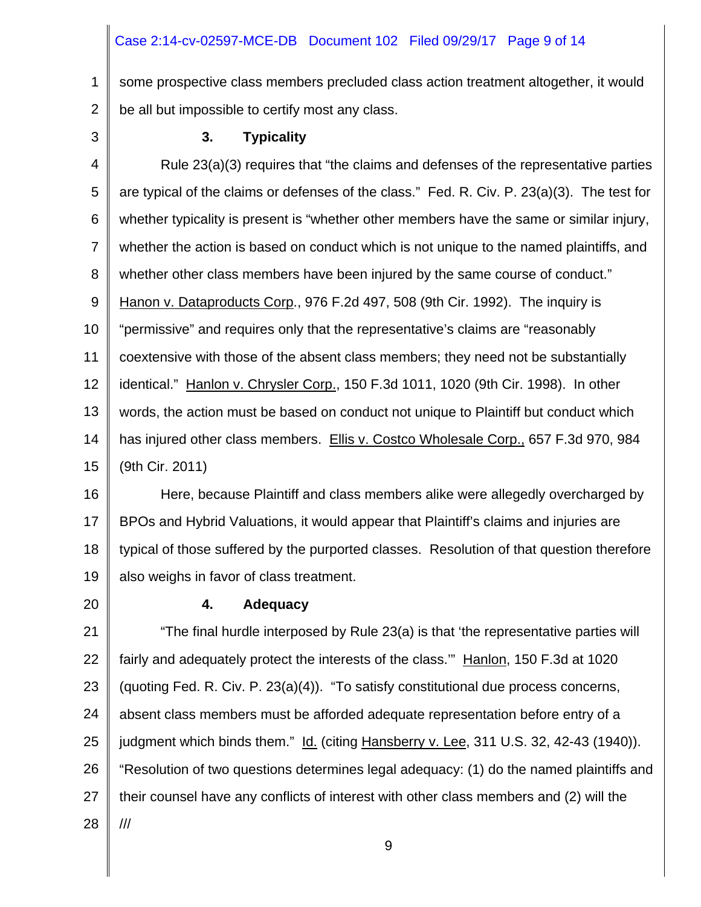some prospective class members precluded class action treatment altogether, it would be all but impossible to certify most any class.

### 3. Typicality

Rule 23(a)(3) requires that "the claims and defenses of the representative parties are typical of the claims or defenses of the class." Fed. R. Civ. P. 23(a)(3). The test for whether typicality is present is "whether other members have the same or similar injury, whether the action is based on conduct which is not unique to the named plaintiffs, and whether other class members have been injured by the same course of conduct." Hanon v. Dataproducts Corp., 976 F.2d 497, 508 (9th Cir. 1992). The inquiry is "permissive" and requires only that the representative's claims are "reasonably coextensive with those of the absent class members; they need not be substantially identical." Hanlon v. Chrysler Corp., 150 F.3d 1011, 1020 (9th Cir. 1998). In other words, the action must be based on conduct not unique to Plaintiff but conduct which has injured other class members. Ellis v. Costco Wholesale Corp., 657 F.3d 970, 984 (9th Cir. 2011)

Here, because Plaintiff and class members alike were allegedly overcharged by BPOs and Hybrid Valuations, it would appear that Plaintiff's claims and injuries are typical of those suffered by the purported classes. Resolution of that question therefore also weighs in favor of class treatment.

### 4. Adequacy

"The final hurdle interposed by Rule 23(a) is that 'the representative parties will fairly and adequately protect the interests of the class.'" Hanlon, 150 F.3d at 1020 (quoting Fed. R. Civ. P. 23(a)(4)). "To satisfy constitutional due process concerns, absent class members must be afforded adequate representation before entry of a judgment which binds them." Id. (citing Hansberry v. Lee, 311 U.S. 32, 42-43 (1940)). "Resolution of two questions determines legal adequacy: (1) do the named plaintiffs and their counsel have any conflicts of interest with other class members and (2) will the

///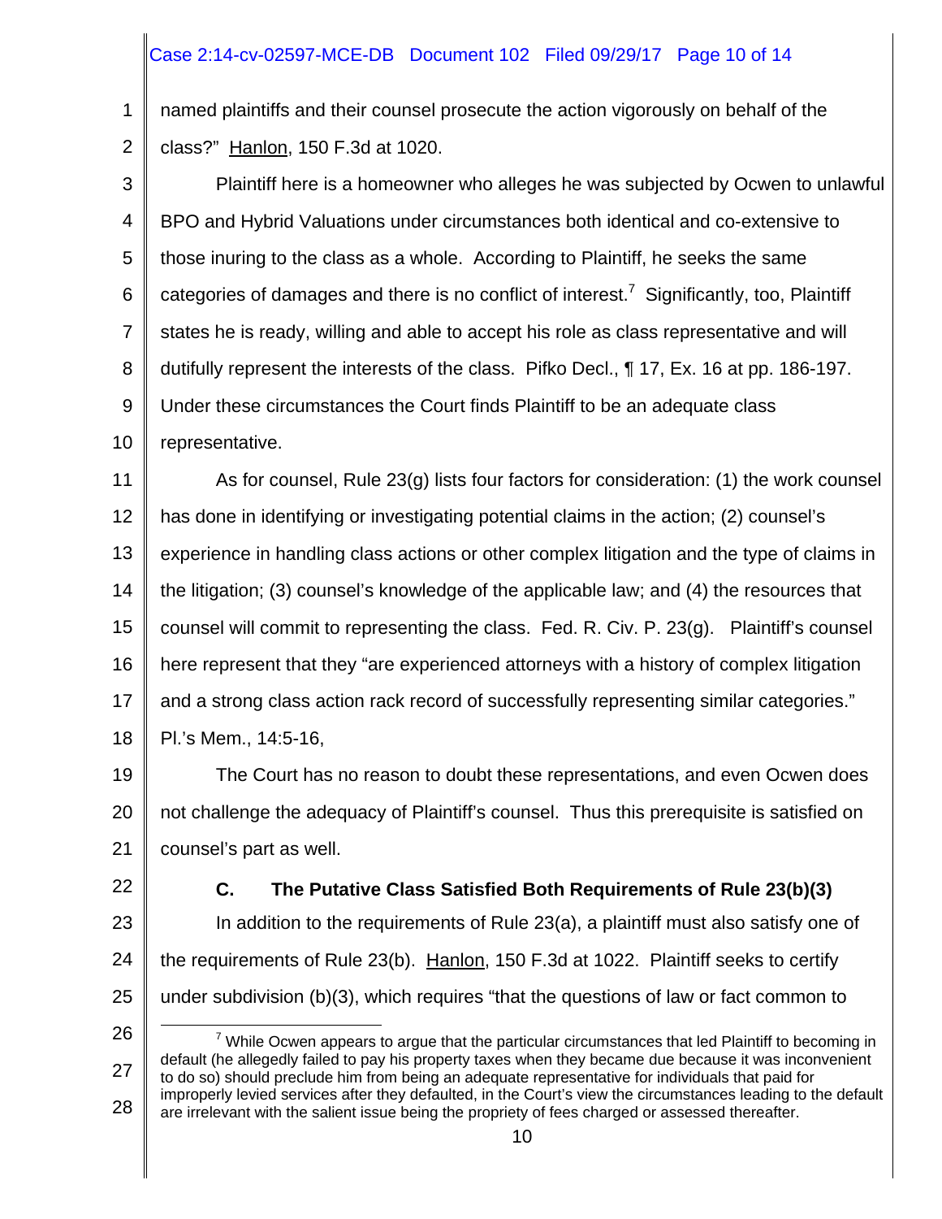named plaintiffs and their counsel prosecute the action vigorously on behalf of the class?" Hanlon, 150 F.3d at 1020.

Plaintiff here is a homeowner who alleges he was subjected by Ocwen to unlawful BPO and Hybrid Valuations under circumstances both identical and co-extensive to those inuring to the class as a whole. According to Plaintiff, he seeks the same categories of damages and there is no conflict of interest.[7] Significantly, too, Plaintiff states he is ready, willing and able to accept his role as class representative and will dutifully represent the interests of the class. Pifko Decl., ¶ 17, Ex. 16 at pp. 186-197. Under these circumstances the Court finds Plaintiff to be an adequate class representative.

As for counsel, Rule 23(g) lists four factors for consideration: (1) the work counsel has done in identifying or investigating potential claims in the action; (2) counsel's experience in handling class actions or other complex litigation and the type of claims in the litigation; (3) counsel's knowledge of the applicable law; and (4) the resources that counsel will commit to representing the class. Fed. R. Civ. P. 23(g). Plaintiff's counsel here represent that they "are experienced attorneys with a history of complex litigation and a strong class action rack record of successfully representing similar categories." Pl.'s Mem., 14:5-16,

The Court has no reason to doubt these representations, and even Ocwen does not challenge the adequacy of Plaintiff's counsel. Thus this prerequisite is satisfied on counsel's part as well.

### C. The Putative Class Satisfied Both Requirements of Rule 23(b)(3)

In addition to the requirements of Rule 23(a), a plaintiff must also satisfy one of the requirements of Rule 23(b). Hanlon, 150 F.3d at 1022. Plaintiff seeks to certify under subdivision (b)(3), which requires "that the questions of law or fact common to

---

[7] While Ocwen appears to argue that the particular circumstances that led Plaintiff to becoming in default (he allegedly failed to pay his property taxes when they became due because it was inconvenient to do so) should preclude him from being an adequate representative for individuals that paid for improperly levied services after they defaulted, in the Court's view the circumstances leading to the default are irrelevant with the salient issue being the propriety of fees charged or assessed thereafter.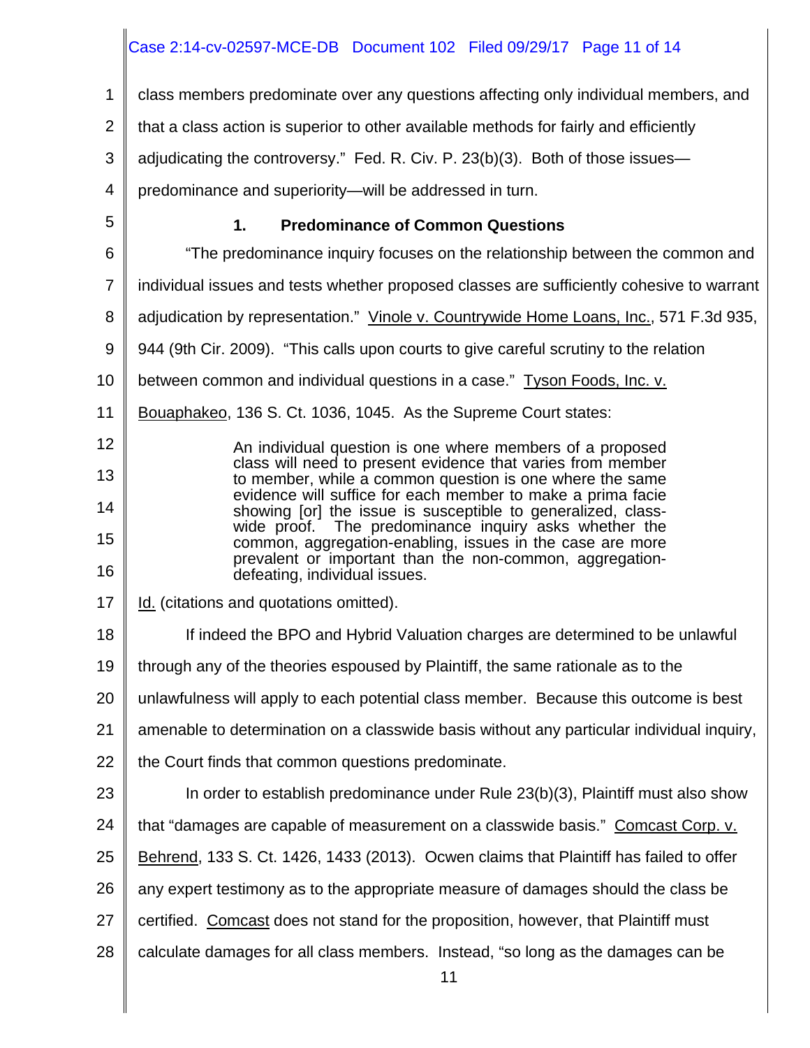class members predominate over any questions affecting only individual members, and that a class action is superior to other available methods for fairly and efficiently adjudicating the controversy." Fed. R. Civ. P. 23(b)(3). Both of those issues—predominance and superiority—will be addressed in turn.

### 1. Predominance of Common Questions

"The predominance inquiry focuses on the relationship between the common and individual issues and tests whether proposed classes are sufficiently cohesive to warrant adjudication by representation." Vinole v. Countrywide Home Loans, Inc., 571 F.3d 935, 944 (9th Cir. 2009). "This calls upon courts to give careful scrutiny to the relation between common and individual questions in a case." Tyson Foods, Inc. v. Bouaphakeo, 136 S. Ct. 1036, 1045. As the Supreme Court states:

> An individual question is one where members of a proposed class will need to present evidence that varies from member to member, while a common question is one where the same evidence will suffice for each member to make a prima facie showing [or] the issue is susceptible to generalized, class-wide proof. The predominance inquiry asks whether the common, aggregation-enabling, issues in the case are more prevalent or important than the non-common, aggregation-defeating, individual issues.

Id. (citations and quotations omitted).

If indeed the BPO and Hybrid Valuation charges are determined to be unlawful through any of the theories espoused by Plaintiff, the same rationale as to the unlawfulness will apply to each potential class member. Because this outcome is best amenable to determination on a classwide basis without any particular individual inquiry, the Court finds that common questions predominate.

In order to establish predominance under Rule 23(b)(3), Plaintiff must also show that "damages are capable of measurement on a classwide basis." Comcast Corp. v. Behrend, 133 S. Ct. 1426, 1433 (2013). Ocwen claims that Plaintiff has failed to offer any expert testimony as to the appropriate measure of damages should the class be certified. Comcast does not stand for the proposition, however, that Plaintiff must calculate damages for all class members. Instead, "so long as the damages can be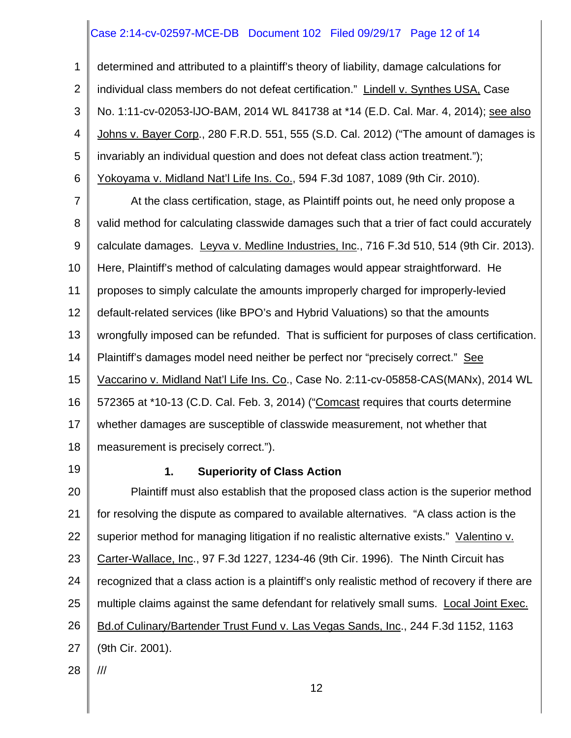determined and attributed to a plaintiff's theory of liability, damage calculations for individual class members do not defeat certification." Lindell v. Synthes USA, Case No. 1:11-cv-02053-lJO-BAM, 2014 WL 841738 at *14 (E.D. Cal. Mar. 4, 2014); see also Johns v. Bayer Corp., 280 F.R.D. 551, 555 (S.D. Cal. 2012) ("The amount of damages is invariably an individual question and does not defeat class action treatment."); Yokoyama v. Midland Nat'l Life Ins. Co., 594 F.3d 1087, 1089 (9th Cir. 2010).

At the class certification, stage, as Plaintiff points out, he need only propose a valid method for calculating classwide damages such that a trier of fact could accurately calculate damages. Leyva v. Medline Industries, Inc., 716 F.3d 510, 514 (9th Cir. 2013). Here, Plaintiff's method of calculating damages would appear straightforward. He proposes to simply calculate the amounts improperly charged for improperly-levied default-related services (like BPO's and Hybrid Valuations) so that the amounts wrongfully imposed can be refunded. That is sufficient for purposes of class certification. Plaintiff's damages model need neither be perfect nor "precisely correct." See Vaccarino v. Midland Nat'l Life Ins. Co., Case No. 2:11-cv-05858-CAS(MANx), 2014 WL 572365 at *10-13 (C.D. Cal. Feb. 3, 2014) ("Comcast requires that courts determine whether damages are susceptible of classwide measurement, not whether that measurement is precisely correct.").

### 1. Superiority of Class Action

Plaintiff must also establish that the proposed class action is the superior method for resolving the dispute as compared to available alternatives. "A class action is the superior method for managing litigation if no realistic alternative exists." Valentino v. Carter-Wallace, Inc., 97 F.3d 1227, 1234-46 (9th Cir. 1996). The Ninth Circuit has recognized that a class action is a plaintiff's only realistic method of recovery if there are multiple claims against the same defendant for relatively small sums. Local Joint Exec. Bd.of Culinary/Bartender Trust Fund v. Las Vegas Sands, Inc., 244 F.3d 1152, 1163 (9th Cir. 2001).

///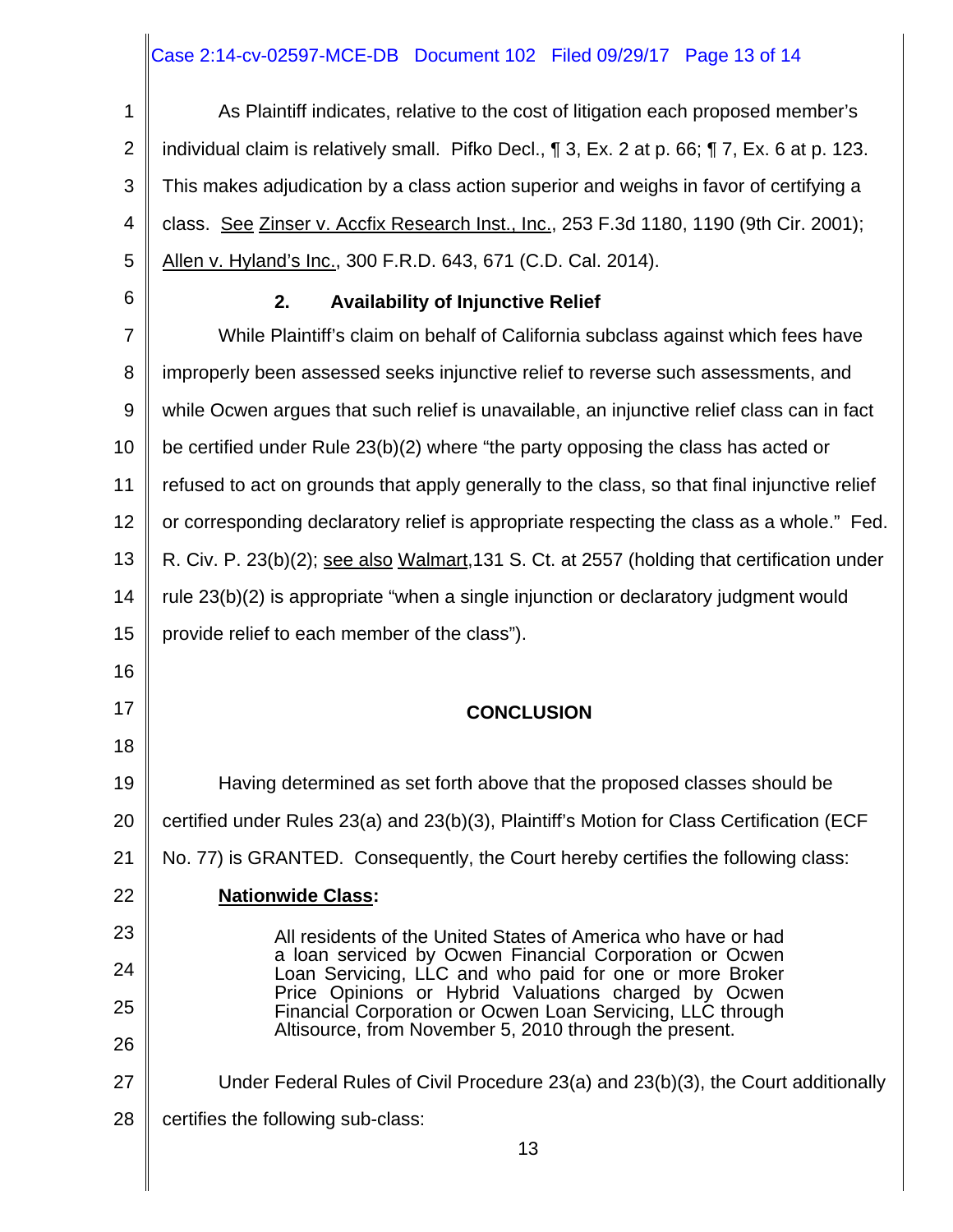As Plaintiff indicates, relative to the cost of litigation each proposed member's individual claim is relatively small. Pifko Decl., ¶ 3, Ex. 2 at p. 66; ¶ 7, Ex. 6 at p. 123. This makes adjudication by a class action superior and weighs in favor of certifying a class. See Zinser v. Accfix Research Inst., Inc., 253 F.3d 1180, 1190 (9th Cir. 2001); Allen v. Hyland's Inc., 300 F.R.D. 643, 671 (C.D. Cal. 2014).

### 2. Availability of Injunctive Relief

While Plaintiff's claim on behalf of California subclass against which fees have improperly been assessed seeks injunctive relief to reverse such assessments, and while Ocwen argues that such relief is unavailable, an injunctive relief class can in fact be certified under Rule 23(b)(2) where "the party opposing the class has acted or refused to act on grounds that apply generally to the class, so that final injunctive relief or corresponding declaratory relief is appropriate respecting the class as a whole." Fed. R. Civ. P. 23(b)(2); see also Walmart,131 S. Ct. at 2557 (holding that certification under rule 23(b)(2) is appropriate "when a single injunction or declaratory judgment would provide relief to each member of the class").

## CONCLUSION

Having determined as set forth above that the proposed classes should be certified under Rules 23(a) and 23(b)(3), Plaintiff's Motion for Class Certification (ECF No. 77) is GRANTED. Consequently, the Court hereby certifies the following class:

**Nationwide Class:**

> All residents of the United States of America who have or had a loan serviced by Ocwen Financial Corporation or Ocwen Loan Servicing, LLC and who paid for one or more Broker Price Opinions or Hybrid Valuations charged by Ocwen Financial Corporation or Ocwen Loan Servicing, LLC through Altisource, from November 5, 2010 through the present.

Under Federal Rules of Civil Procedure 23(a) and 23(b)(3), the Court additionally certifies the following sub-class: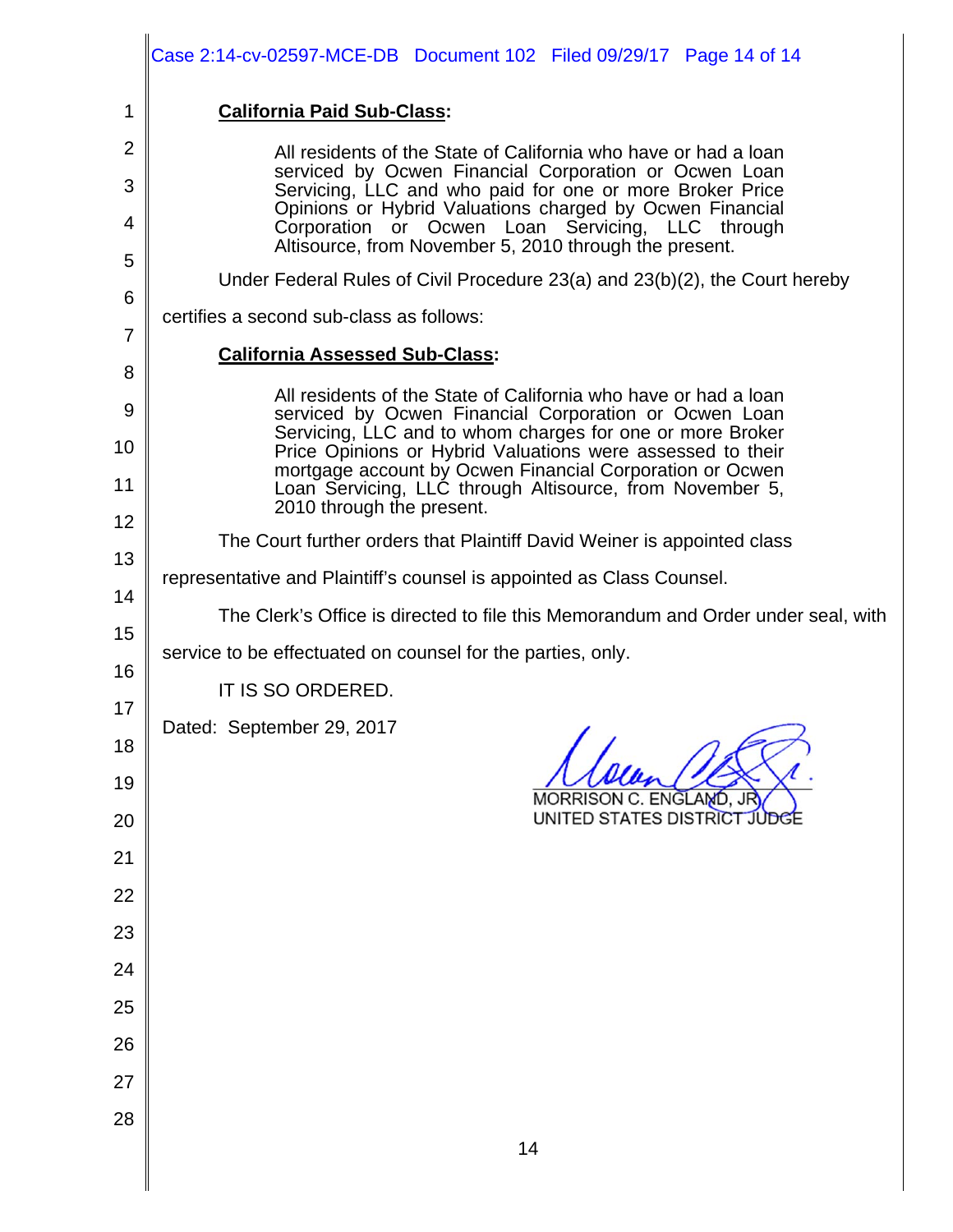**California Paid Sub-Class:**

> All residents of the State of California who have or had a loan serviced by Ocwen Financial Corporation or Ocwen Loan Servicing, LLC and who paid for one or more Broker Price Opinions or Hybrid Valuations charged by Ocwen Financial Corporation or Ocwen Loan Servicing, LLC through Altisource, from November 5, 2010 through the present.

Under Federal Rules of Civil Procedure 23(a) and 23(b)(2), the Court hereby certifies a second sub-class as follows:

**California Assessed Sub-Class:**

> All residents of the State of California who have or had a loan serviced by Ocwen Financial Corporation or Ocwen Loan Servicing, LLC and to whom charges for one or more Broker Price Opinions or Hybrid Valuations were assessed to their mortgage account by Ocwen Financial Corporation or Ocwen Loan Servicing, LLC through Altisource, from November 5, 2010 through the present.

The Court further orders that Plaintiff David Weiner is appointed class representative and Plaintiff's counsel is appointed as Class Counsel.

The Clerk's Office is directed to file this Memorandum and Order under seal, with service to be effectuated on counsel for the parties, only.

IT IS SO ORDERED.

Dated: September 29, 2017

MORRISON C. ENGLAND, JR.
UNITED STATES DISTRICT JUDGE